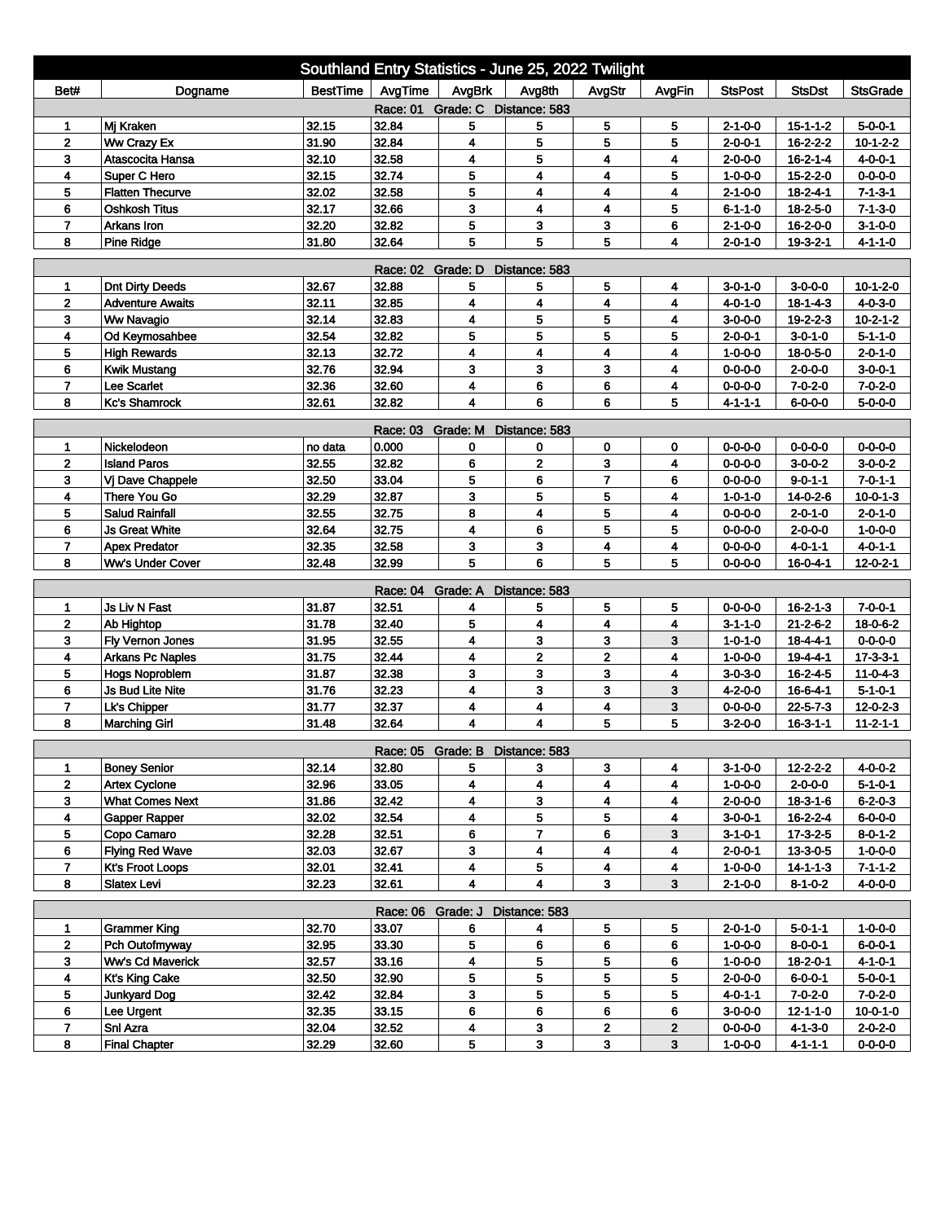# Southland Entry Statistics - June 25, 2022 Twilight

| Bet# | Dogname | BestTime | AvgTime | AvgBrk | Avg8th | AvgStr | AvgFin | StsPost | StsDst | StsGrade |
|---|---|---|---|---|---|---|---|---|---|---|
| **Race: 01 Grade: C Distance: 583** | | | | | | | | | | |
| 1 | Mj Kraken | 32.15 | 32.84 | 5 | 5 | 5 | 5 | 2-1-0-0 | 15-1-1-2 | 5-0-0-1 |
| 2 | Ww Crazy Ex | 31.90 | 32.84 | 4 | 5 | 5 | 5 | 2-0-0-1 | 16-2-2-2 | 10-1-2-2 |
| 3 | Atascocita Hansa | 32.10 | 32.58 | 4 | 5 | 4 | 4 | 2-0-0-0 | 16-2-1-4 | 4-0-0-1 |
| 4 | Super C Hero | 32.15 | 32.74 | 5 | 4 | 4 | 5 | 1-0-0-0 | 15-2-2-0 | 0-0-0-0 |
| 5 | Flatten Thecurve | 32.02 | 32.58 | 5 | 4 | 4 | 4 | 2-1-0-0 | 18-2-4-1 | 7-1-3-1 |
| 6 | Oshkosh Titus | 32.17 | 32.66 | 3 | 4 | 4 | 5 | 6-1-1-0 | 18-2-5-0 | 7-1-3-0 |
| 7 | Arkans Iron | 32.20 | 32.82 | 5 | 3 | 3 | 6 | 2-1-0-0 | 16-2-0-0 | 3-1-0-0 |
| 8 | Pine Ridge | 31.80 | 32.64 | 5 | 5 | 5 | 4 | 2-0-1-0 | 19-3-2-1 | 4-1-1-0 |
| **Race: 02 Grade: D Distance: 583** | | | | | | | | | | |
| 1 | Dnt Dirty Deeds | 32.67 | 32.88 | 5 | 5 | 5 | 4 | 3-0-1-0 | 3-0-0-0 | 10-1-2-0 |
| 2 | Adventure Awaits | 32.11 | 32.85 | 4 | 4 | 4 | 4 | 4-0-1-0 | 18-1-4-3 | 4-0-3-0 |
| 3 | Ww Navagio | 32.14 | 32.83 | 4 | 5 | 5 | 4 | 3-0-0-0 | 19-2-2-3 | 10-2-1-2 |
| 4 | Od Keymosahbee | 32.54 | 32.82 | 5 | 5 | 5 | 5 | 2-0-0-1 | 3-0-1-0 | 5-1-1-0 |
| 5 | High Rewards | 32.13 | 32.72 | 4 | 4 | 4 | 4 | 1-0-0-0 | 18-0-5-0 | 2-0-1-0 |
| 6 | Kwik Mustang | 32.76 | 32.94 | 3 | 3 | 3 | 4 | 0-0-0-0 | 2-0-0-0 | 3-0-0-1 |
| 7 | Lee Scarlet | 32.36 | 32.60 | 4 | 6 | 6 | 4 | 0-0-0-0 | 7-0-2-0 | 7-0-2-0 |
| 8 | Kc's Shamrock | 32.61 | 32.82 | 4 | 6 | 6 | 5 | 4-1-1-1 | 6-0-0-0 | 5-0-0-0 |
| **Race: 03 Grade: M Distance: 583** | | | | | | | | | | |
| 1 | Nickelodeon | no data | 0.000 | 0 | 0 | 0 | 0 | 0-0-0-0 | 0-0-0-0 | 0-0-0-0 |
| 2 | Island Paros | 32.55 | 32.82 | 6 | 2 | 3 | 4 | 0-0-0-0 | 3-0-0-2 | 3-0-0-2 |
| 3 | Vj Dave Chappele | 32.50 | 33.04 | 5 | 6 | 7 | 6 | 0-0-0-0 | 9-0-1-1 | 7-0-1-1 |
| 4 | There You Go | 32.29 | 32.87 | 3 | 5 | 5 | 4 | 1-0-1-0 | 14-0-2-6 | 10-0-1-3 |
| 5 | Salud Rainfall | 32.55 | 32.75 | 8 | 4 | 5 | 4 | 0-0-0-0 | 2-0-1-0 | 2-0-1-0 |
| 6 | Js Great White | 32.64 | 32.75 | 4 | 6 | 5 | 5 | 0-0-0-0 | 2-0-0-0 | 1-0-0-0 |
| 7 | Apex Predator | 32.35 | 32.58 | 3 | 3 | 4 | 4 | 0-0-0-0 | 4-0-1-1 | 4-0-1-1 |
| 8 | Ww's Under Cover | 32.48 | 32.99 | 5 | 6 | 5 | 5 | 0-0-0-0 | 16-0-4-1 | 12-0-2-1 |
| **Race: 04 Grade: A Distance: 583** | | | | | | | | | | |
| 1 | Js Liv N Fast | 31.87 | 32.51 | 4 | 5 | 5 | 5 | 0-0-0-0 | 16-2-1-3 | 7-0-0-1 |
| 2 | Ab Hightop | 31.78 | 32.40 | 5 | 4 | 4 | 4 | 3-1-1-0 | 21-2-6-2 | 18-0-6-2 |
| 3 | Fly Vernon Jones | 31.95 | 32.55 | 4 | 3 | 3 | 3 | 1-0-1-0 | 18-4-4-1 | 0-0-0-0 |
| 4 | Arkans Pc Naples | 31.75 | 32.44 | 4 | 2 | 2 | 4 | 1-0-0-0 | 19-4-4-1 | 17-3-3-1 |
| 5 | Hogs Noproblem | 31.87 | 32.38 | 3 | 3 | 3 | 4 | 3-0-3-0 | 16-2-4-5 | 11-0-4-3 |
| 6 | Js Bud Lite Nite | 31.76 | 32.23 | 4 | 3 | 3 | 3 | 4-2-0-0 | 16-6-4-1 | 5-1-0-1 |
| 7 | Lk's Chipper | 31.77 | 32.37 | 4 | 4 | 4 | 3 | 0-0-0-0 | 22-5-7-3 | 12-0-2-3 |
| 8 | Marching Girl | 31.48 | 32.64 | 4 | 4 | 5 | 5 | 3-2-0-0 | 16-3-1-1 | 11-2-1-1 |
| **Race: 05 Grade: B Distance: 583** | | | | | | | | | | |
| 1 | Boney Senior | 32.14 | 32.80 | 5 | 3 | 3 | 4 | 3-1-0-0 | 12-2-2-2 | 4-0-0-2 |
| 2 | Artex Cyclone | 32.96 | 33.05 | 4 | 4 | 4 | 4 | 1-0-0-0 | 2-0-0-0 | 5-1-0-1 |
| 3 | What Comes Next | 31.86 | 32.42 | 4 | 3 | 4 | 4 | 2-0-0-0 | 18-3-1-6 | 6-2-0-3 |
| 4 | Gapper Rapper | 32.02 | 32.54 | 4 | 5 | 5 | 4 | 3-0-0-1 | 16-2-2-4 | 6-0-0-0 |
| 5 | Copo Camaro | 32.28 | 32.51 | 6 | 7 | 6 | 3 | 3-1-0-1 | 17-3-2-5 | 8-0-1-2 |
| 6 | Flying Red Wave | 32.03 | 32.67 | 3 | 4 | 4 | 4 | 2-0-0-1 | 13-3-0-5 | 1-0-0-0 |
| 7 | Kt's Froot Loops | 32.01 | 32.41 | 4 | 5 | 4 | 4 | 1-0-0-0 | 14-1-1-3 | 7-1-1-2 |
| 8 | Slatex Levi | 32.23 | 32.61 | 4 | 4 | 3 | 3 | 2-1-0-0 | 8-1-0-2 | 4-0-0-0 |
| **Race: 06 Grade: J Distance: 583** | | | | | | | | | | |
| 1 | Grammer King | 32.70 | 33.07 | 6 | 4 | 5 | 5 | 2-0-1-0 | 5-0-1-1 | 1-0-0-0 |
| 2 | Pch Outofmyway | 32.95 | 33.30 | 5 | 6 | 6 | 6 | 1-0-0-0 | 8-0-0-1 | 6-0-0-1 |
| 3 | Ww's Cd Maverick | 32.57 | 33.16 | 4 | 5 | 5 | 6 | 1-0-0-0 | 18-2-0-1 | 4-1-0-1 |
| 4 | Kt's King Cake | 32.50 | 32.90 | 5 | 5 | 5 | 5 | 2-0-0-0 | 6-0-0-1 | 5-0-0-1 |
| 5 | Junkyard Dog | 32.42 | 32.84 | 3 | 5 | 5 | 5 | 4-0-1-1 | 7-0-2-0 | 7-0-2-0 |
| 6 | Lee Urgent | 32.35 | 33.15 | 6 | 6 | 6 | 6 | 3-0-0-0 | 12-1-1-0 | 10-0-1-0 |
| 7 | Snl Azra | 32.04 | 32.52 | 4 | 3 | 2 | 2 | 0-0-0-0 | 4-1-3-0 | 2-0-2-0 |
| 8 | Final Chapter | 32.29 | 32.60 | 5 | 3 | 3 | 3 | 1-0-0-0 | 4-1-1-1 | 0-0-0-0 |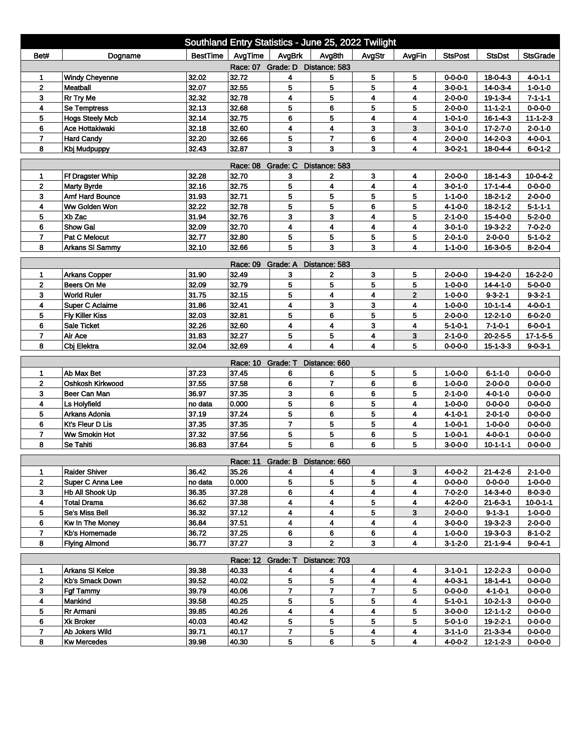## Southland Entry Statistics - June 25, 2022 Twilight

| Bet# | Dogname | BestTime | AvgTime | AvgBrk | Avg8th | AvgStr | AvgFin | StsPost | StsDst | StsGrade |
|---|---|---|---|---|---|---|---|---|---|---|
| Race: 07 Grade: D Distance: 583 | | | | | | | | | | |
| 1 | Windy Cheyenne | 32.02 | 32.72 | 4 | 5 | 5 | 5 | 0-0-0-0 | 18-0-4-3 | 4-0-1-1 |
| 2 | Meatball | 32.07 | 32.55 | 5 | 5 | 5 | 4 | 3-0-0-1 | 14-0-3-4 | 1-0-1-0 |
| 3 | Rr Try Me | 32.32 | 32.78 | 4 | 5 | 4 | 4 | 2-0-0-0 | 19-1-3-4 | 7-1-1-1 |
| 4 | Se Temptress | 32.13 | 32.68 | 5 | 6 | 5 | 5 | 2-0-0-0 | 11-1-2-1 | 0-0-0-0 |
| 5 | Hogs Steely Mcb | 32.14 | 32.75 | 6 | 5 | 4 | 4 | 1-0-1-0 | 16-1-4-3 | 11-1-2-3 |
| 6 | Ace Hottakiwaki | 32.18 | 32.60 | 4 | 4 | 3 | 3 | 3-0-1-0 | 17-2-7-0 | 2-0-1-0 |
| 7 | Hard Candy | 32.20 | 32.66 | 4 | 7 | 6 | 4 | 2-0-0-0 | 14-2-0-3 | 4-0-0-1 |
| 8 | Kbj Mudpuppy | 32.43 | 32.87 | 3 | 3 | 3 | 4 | 3-0-2-1 | 18-0-4-4 | 6-0-1-2 |
| Race: 08 Grade: C Distance: 583 | | | | | | | | | | |
| 1 | Ff Dragster Whip | 32.28 | 32.70 | 3 | 2 | 3 | 4 | 2-0-0-0 | 18-1-4-3 | 10-0-4-2 |
| 2 | Marty Byrde | 32.16 | 32.75 | 5 | 4 | 4 | 4 | 3-0-1-0 | 17-1-4-4 | 0-0-0-0 |
| 3 | Amf Hard Bounce | 31.93 | 32.71 | 5 | 5 | 5 | 5 | 1-1-0-0 | 18-2-1-2 | 2-0-0-0 |
| 4 | Ww Golden Won | 32.22 | 32.78 | 5 | 5 | 6 | 5 | 4-1-0-0 | 18-2-1-2 | 5-1-1-1 |
| 5 | Xb Zac | 31.94 | 32.76 | 3 | 3 | 4 | 5 | 2-1-0-0 | 15-4-0-0 | 5-2-0-0 |
| 6 | Show Gal | 32.09 | 32.70 | 4 | 4 | 4 | 4 | 3-0-1-0 | 19-3-2-2 | 7-0-2-0 |
| 7 | Pat C Melocut | 32.77 | 32.80 | 5 | 5 | 5 | 5 | 2-0-1-0 | 2-0-0-0 | 5-1-0-2 |
| 8 | Arkans Sl Sammy | 32.10 | 32.66 | 5 | 3 | 3 | 4 | 1-1-0-0 | 16-3-0-5 | 8-2-0-4 |
| Race: 09 Grade: A Distance: 583 | | | | | | | | | | |
| 1 | Arkans Copper | 31.90 | 32.49 | 3 | 2 | 3 | 5 | 2-0-0-0 | 19-4-2-0 | 16-2-2-0 |
| 2 | Beers On Me | 32.09 | 32.79 | 5 | 5 | 5 | 5 | 1-0-0-0 | 14-4-1-0 | 5-0-0-0 |
| 3 | World Ruler | 31.75 | 32.15 | 5 | 4 | 4 | 2 | 1-0-0-0 | 9-3-2-1 | 9-3-2-1 |
| 4 | Super C Aclaime | 31.86 | 32.41 | 4 | 3 | 3 | 4 | 1-0-0-0 | 10-1-1-4 | 4-0-0-1 |
| 5 | Fly Killer Kiss | 32.03 | 32.81 | 5 | 6 | 5 | 5 | 2-0-0-0 | 12-2-1-0 | 6-0-2-0 |
| 6 | Sale Ticket | 32.26 | 32.60 | 4 | 4 | 3 | 4 | 5-1-0-1 | 7-1-0-1 | 6-0-0-1 |
| 7 | Air Ace | 31.83 | 32.27 | 5 | 5 | 4 | 3 | 2-1-0-0 | 20-2-5-5 | 17-1-5-5 |
| 8 | Cbj Elektra | 32.04 | 32.69 | 4 | 4 | 4 | 5 | 0-0-0-0 | 15-1-3-3 | 9-0-3-1 |
| Race: 10 Grade: T Distance: 660 | | | | | | | | | | |
| 1 | Ab Max Bet | 37.23 | 37.45 | 6 | 6 | 5 | 5 | 1-0-0-0 | 6-1-1-0 | 0-0-0-0 |
| 2 | Oshkosh Kirkwood | 37.55 | 37.58 | 6 | 7 | 6 | 6 | 1-0-0-0 | 2-0-0-0 | 0-0-0-0 |
| 3 | Beer Can Man | 36.97 | 37.35 | 3 | 6 | 6 | 5 | 2-1-0-0 | 4-0-1-0 | 0-0-0-0 |
| 4 | Ls Holyfield | no data | 0.000 | 5 | 6 | 5 | 4 | 1-0-0-0 | 0-0-0-0 | 0-0-0-0 |
| 5 | Arkans Adonia | 37.19 | 37.24 | 5 | 6 | 5 | 4 | 4-1-0-1 | 2-0-1-0 | 0-0-0-0 |
| 6 | Kt's Fleur D Lis | 37.35 | 37.35 | 7 | 5 | 5 | 4 | 1-0-0-1 | 1-0-0-0 | 0-0-0-0 |
| 7 | Ww Smokin Hot | 37.32 | 37.56 | 5 | 5 | 6 | 5 | 1-0-0-1 | 4-0-0-1 | 0-0-0-0 |
| 8 | Se Tahiti | 36.83 | 37.64 | 5 | 6 | 6 | 5 | 3-0-0-0 | 10-1-1-1 | 0-0-0-0 |
| Race: 11 Grade: B Distance: 660 | | | | | | | | | | |
| 1 | Raider Shiver | 36.42 | 35.26 | 4 | 4 | 4 | 3 | 4-0-0-2 | 21-4-2-6 | 2-1-0-0 |
| 2 | Super C Anna Lee | no data | 0.000 | 5 | 5 | 5 | 4 | 0-0-0-0 | 0-0-0-0 | 1-0-0-0 |
| 3 | Hb All Shook Up | 36.35 | 37.28 | 6 | 4 | 4 | 4 | 7-0-2-0 | 14-3-4-0 | 8-0-3-0 |
| 4 | Total Drama | 36.62 | 37.38 | 4 | 4 | 5 | 4 | 4-2-0-0 | 21-6-3-1 | 10-0-1-1 |
| 5 | Se's Miss Bell | 36.32 | 37.12 | 4 | 4 | 5 | 3 | 2-0-0-0 | 9-1-3-1 | 1-0-0-0 |
| 6 | Kw In The Money | 36.84 | 37.51 | 4 | 4 | 4 | 4 | 3-0-0-0 | 19-3-2-3 | 2-0-0-0 |
| 7 | Kb's Homemade | 36.72 | 37.25 | 6 | 6 | 6 | 4 | 1-0-0-0 | 19-3-0-3 | 8-1-0-2 |
| 8 | Flying Almond | 36.77 | 37.27 | 3 | 2 | 3 | 4 | 3-1-2-0 | 21-1-9-4 | 9-0-4-1 |
| Race: 12 Grade: T Distance: 703 | | | | | | | | | | |
| 1 | Arkans Sl Kelce | 39.38 | 40.33 | 4 | 4 | 4 | 4 | 3-1-0-1 | 12-2-2-3 | 0-0-0-0 |
| 2 | Kb's Smack Down | 39.52 | 40.02 | 5 | 5 | 4 | 4 | 4-0-3-1 | 18-1-4-1 | 0-0-0-0 |
| 3 | Fgf Tammy | 39.79 | 40.06 | 7 | 7 | 7 | 5 | 0-0-0-0 | 4-1-0-1 | 0-0-0-0 |
| 4 | Mankind | 39.58 | 40.25 | 5 | 5 | 5 | 4 | 5-1-0-1 | 10-2-1-3 | 0-0-0-0 |
| 5 | Rr Armani | 39.85 | 40.26 | 4 | 4 | 4 | 5 | 3-0-0-0 | 12-1-1-2 | 0-0-0-0 |
| 6 | Xk Broker | 40.03 | 40.42 | 5 | 5 | 5 | 5 | 5-0-1-0 | 19-2-2-1 | 0-0-0-0 |
| 7 | Ab Jokers Wild | 39.71 | 40.17 | 7 | 5 | 4 | 4 | 3-1-1-0 | 21-3-3-4 | 0-0-0-0 |
| 8 | Kw Mercedes | 39.98 | 40.30 | 5 | 6 | 5 | 4 | 4-0-0-2 | 12-1-2-3 | 0-0-0-0 |